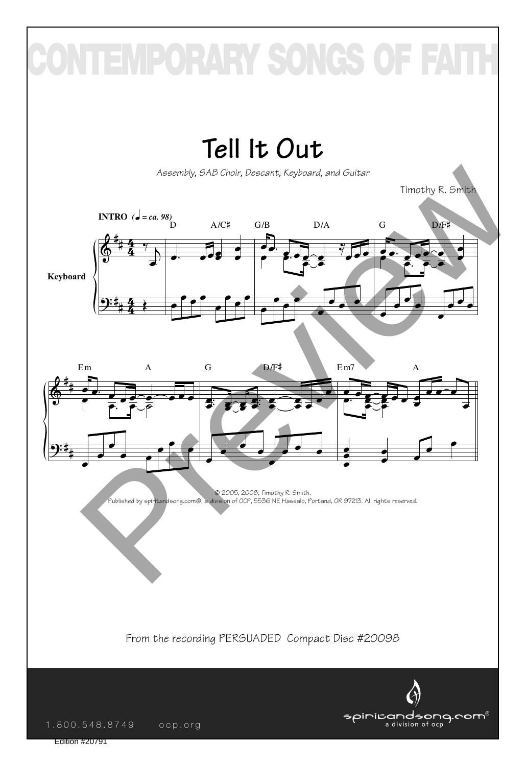# CONTEMPORARY SONGS OF FAITH

# Tell It Out

*Assembly, SAB Choir, Descant, Keyboard, and Guitar*

Timothy R. Smith

© 2005, 2008, Timothy R. Smith.
Published by spiritandsong.com®, a division of OCP, 5536 NE Hassalo, Portland, OR 97213. All rights reserved.

From the recording PERSUADED Compact Disc #20098

1.800.548.8749 ocp.org

spiritandsong.com® a division of ocp

Edition #20791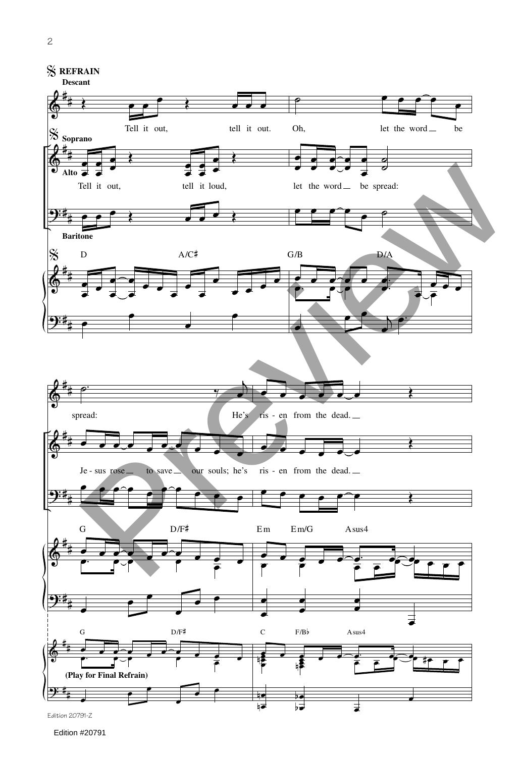𝄋 **REFRAIN**

**Descant**

Tell it out, tell it out. Oh, let the word be spread: He's ris - en from the dead.

**Soprano**

**Alto**

Tell it out, tell it loud, let the word be spread: Je - sus rose to save our souls; he's ris - en from the dead.

**Baritone**

D A/C♯ G/B D/A

G D/F♯ Em Em/G Asus4

G D/F♯ C F/B♭ Asus4

**(Play for Final Refrain)**

Edition 20791-Z

Edition #20791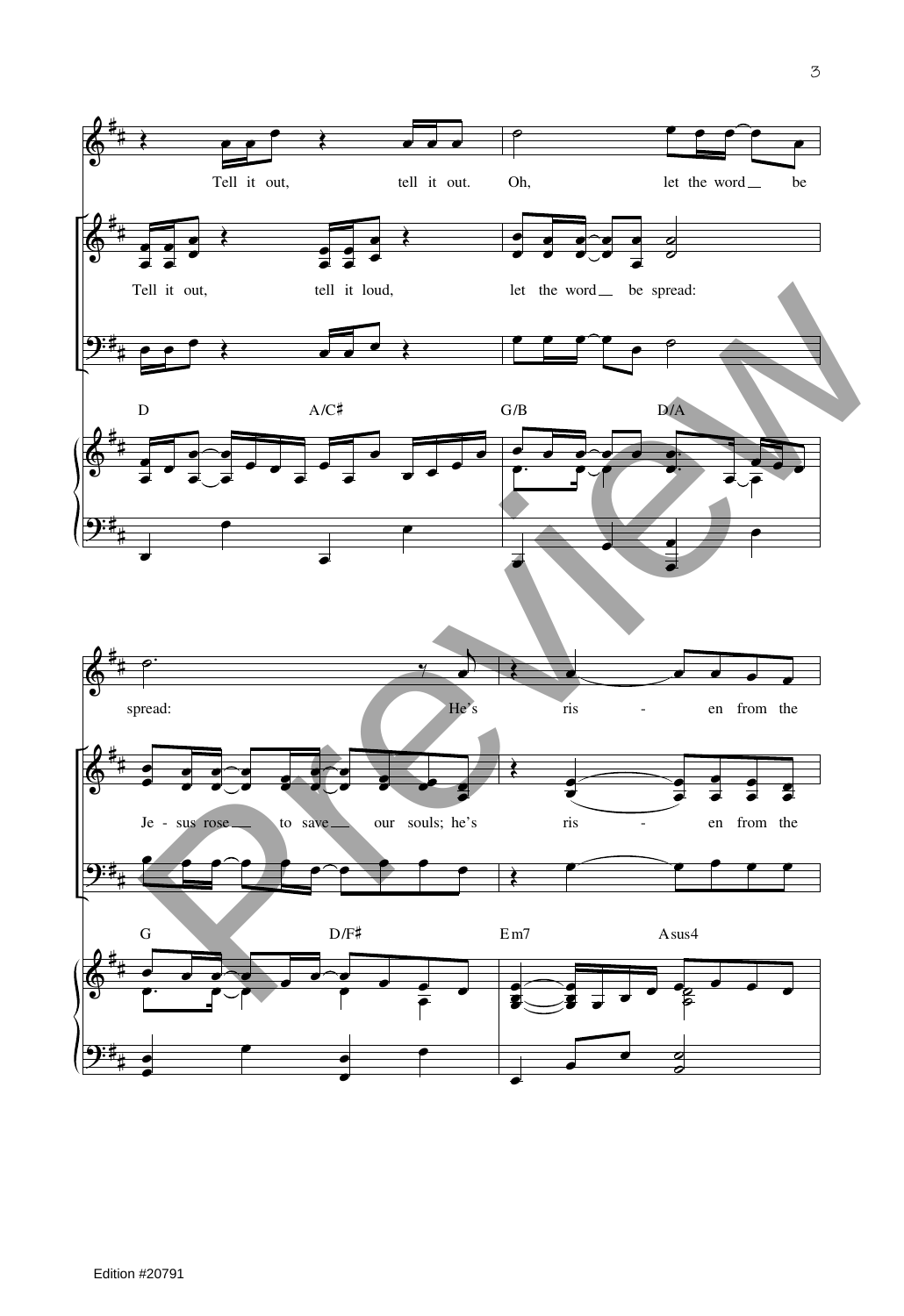Tell it out, tell it out. Oh, let the word be spread:

Tell it out, tell it loud, let the word be spread:

D A/C♯ G/B D/A

spread: He's ris - en from the

Je - sus rose to save our souls; he's ris - en from the

G D/F♯ Em7 Asus4

Edition #20791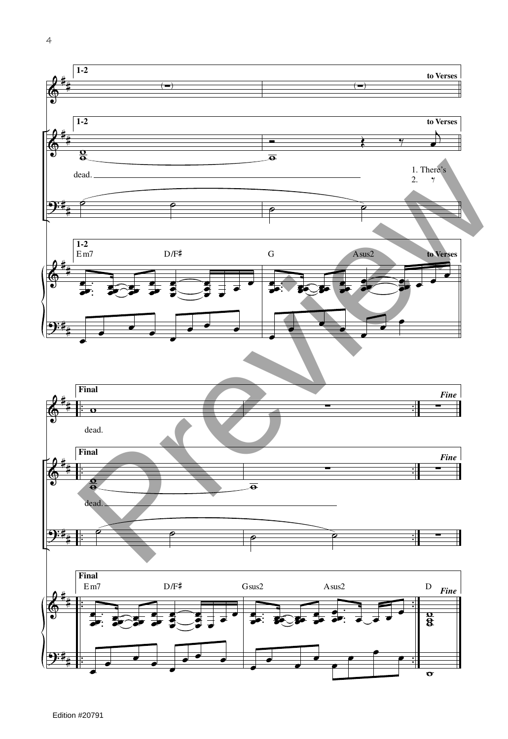**1-2** to Verses

dead.

1. There's
2.

Em7 D/F♯ G Asus2

**Final** *Fine*

dead.

dead.

Em7 D/F♯ Gsus2 Asus2 D

Edition #20791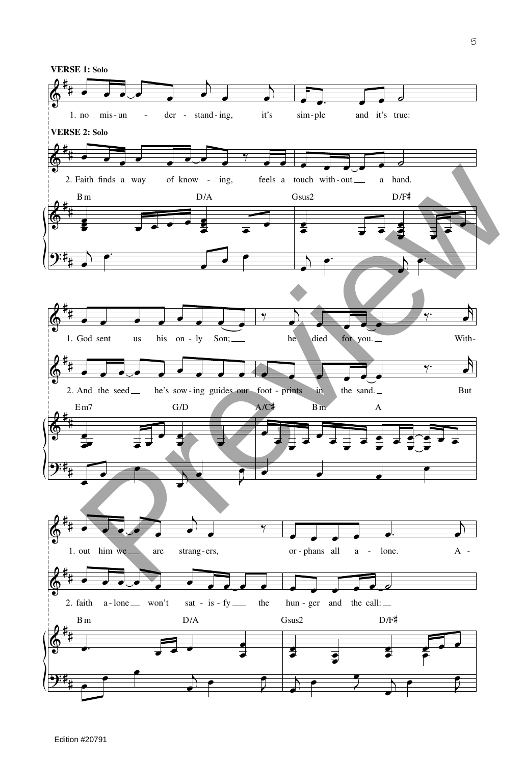**VERSE 1: Solo**

1. no mis-un - der - stand-ing, it's sim-ple and it's true:

**VERSE 2: Solo**

2. Faith finds a way of know - ing, feels a touch with-out a hand.

Bm D/A Gsus2 D/F♯

1. God sent us his on - ly Son; he died for you. With-

2. And the seed he's sow-ing guides our foot-prints in the sand. But

Em7 G/D A/C♯ Bm A

1. out him we are strang-ers, or-phans all a - lone. A -

2. faith a-lone won't sat - is - fy the hun-ger and the call:

Bm D/A Gsus2 D/F♯

Edition #20791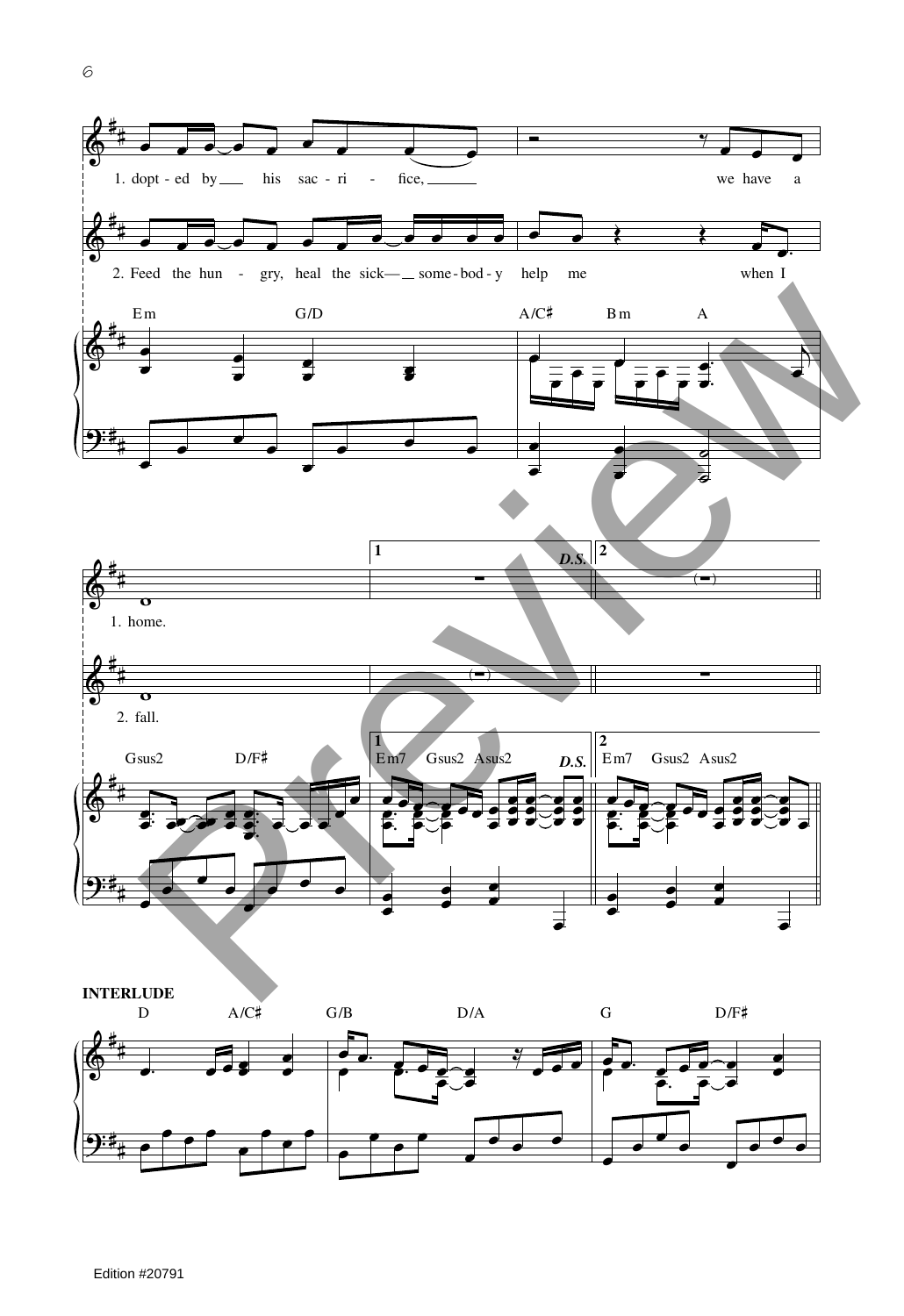1. dopt - ed by ___ his sac - ri - fice, ___ we have a

2. Feed the hun - gry, heal the sick— ___ some - bod - y help me when I

Em G/D A/C♯ Bm A

1. home.

2. fall.

Gsus2 D/F♯ | 1 Em7 Gsus2 Asus2 *D.S.* | 2 Em7 Gsus2 Asus2

**INTERLUDE**

D A/C♯ G/B D/A G D/F♯

Edition #20791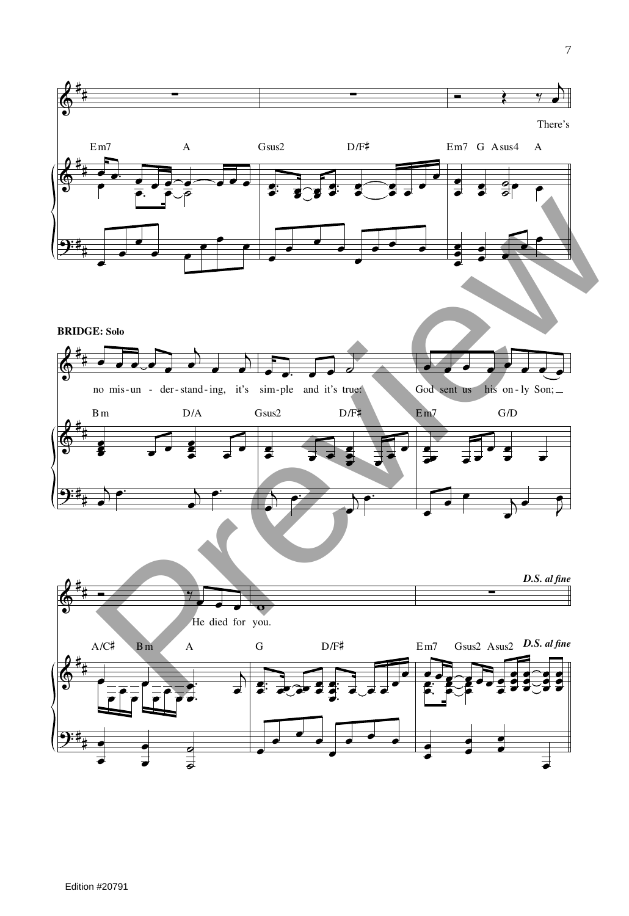There's

Em7 A Gsus2 D/F♯ Em7 G Asus4 A

**BRIDGE: Solo**

no mis-un - der-stand-ing, it's sim-ple and it's true: God sent us his on-ly Son;

Bm D/A Gsus2 D/F♯ Em7 G/D

He died for you.

*D.S. al fine*

A/C♯ Bm A G D/F♯ Em7 Gsus2 Asus2 *D.S. al fine*

Edition #20791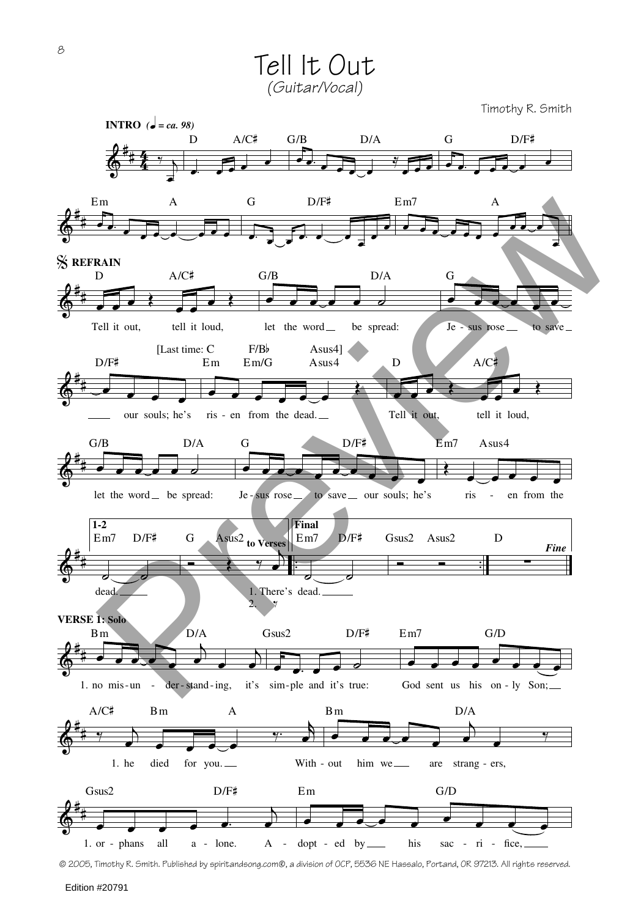# Tell It Out

*(Guitar/Vocal)*

Timothy R. Smith

**INTRO** (♩ = ca. 98)

D A/C♯ G/B D/A G D/F♯

Em A G D/F♯ Em7 A

**REFRAIN**

D A/C♯ G/B D/A G
Tell it out, tell it loud, let the word be spread: Je - sus rose to save

[Last time: C F/B♭ Asus4]
D/F♯ Em Em/G Asus4 D A/C♯
our souls; he's ris - en from the dead. Tell it out, tell it loud,

G/B D/A G D/F♯ Em7 Asus4
let the word be spread: Je - sus rose to save our souls; he's ris - en from the

**1-2** Em7 D/F♯ G Asus2 **to Verses** | **Final** Em7 D/F♯ Gsus2 Asus2 D *Fine*
dead. 1. There's 2. | dead.

**VERSE 1: Solo**

Bm D/A Gsus2 D/F♯ Em7 G/D
1. no mis - un - der - stand - ing, it's sim - ple and it's true: God sent us his on - ly Son;

A/C♯ Bm A Bm D/A
1. he died for you. With - out him we are strang - ers,

Gsus2 D/F♯ Em G/D
1. or - phans all a - lone. A - dopt - ed by his sac - ri - fice,

© 2005, Timothy R. Smith. Published by spiritandsong.com®, a division of OCP, 5536 NE Hassalo, Portland, OR 97213. All rights reserved.

Edition #20791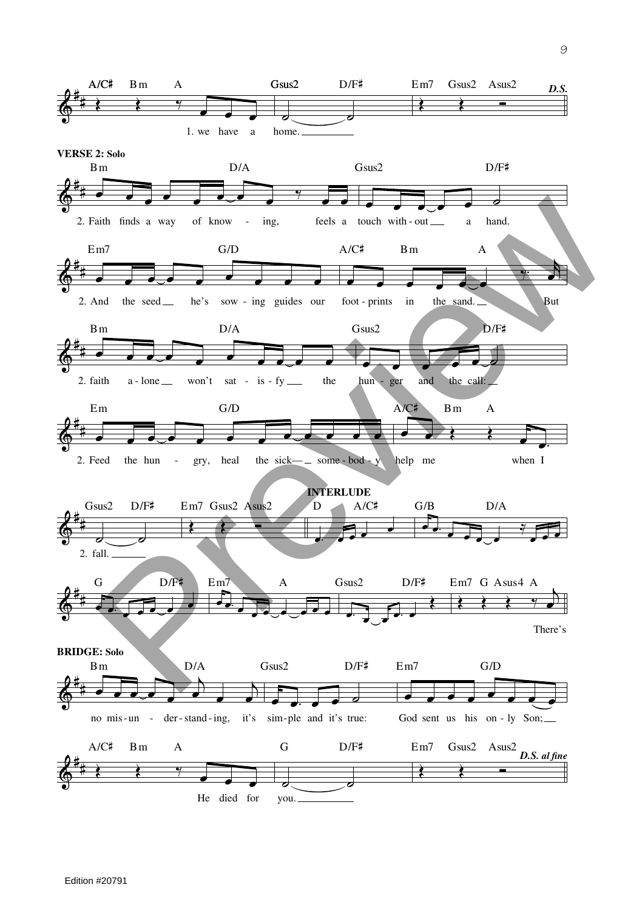A/C♯ Bm A Gsus2 D/F♯ Em7 Gsus2 Asus2 *D.S.*

1. we have a home.

**VERSE 2: Solo**

Bm D/A Gsus2 D/F♯

2. Faith finds a way of know - ing, feels a touch with - out a hand.

Em7 G/D A/C♯ Bm A

2. And the seed he's sow - ing guides our foot - prints in the sand. But

Bm D/A Gsus2 D/F♯

2. faith a - lone won't sat - is - fy the hun - ger and the call:

Em G/D A/C♯ Bm A

2. Feed the hun - gry, heal the sick— some - bod - y help me when I

Gsus2 D/F♯ Em7 Gsus2 Asus2

2. fall.

**INTERLUDE**

D A/C♯ G/B D/A

G D/F♯ Em7 A Gsus2 D/F♯ Em7 G Asus4 A

There's

**BRIDGE: Solo**

Bm D/A Gsus2 D/F♯ Em7 G/D

no mis - un - der - stand - ing, it's sim - ple and it's true: God sent us his on - ly Son;

A/C♯ Bm A G D/F♯ Em7 Gsus2 Asus2 *D.S. al fine*

He died for you.

Edition #20791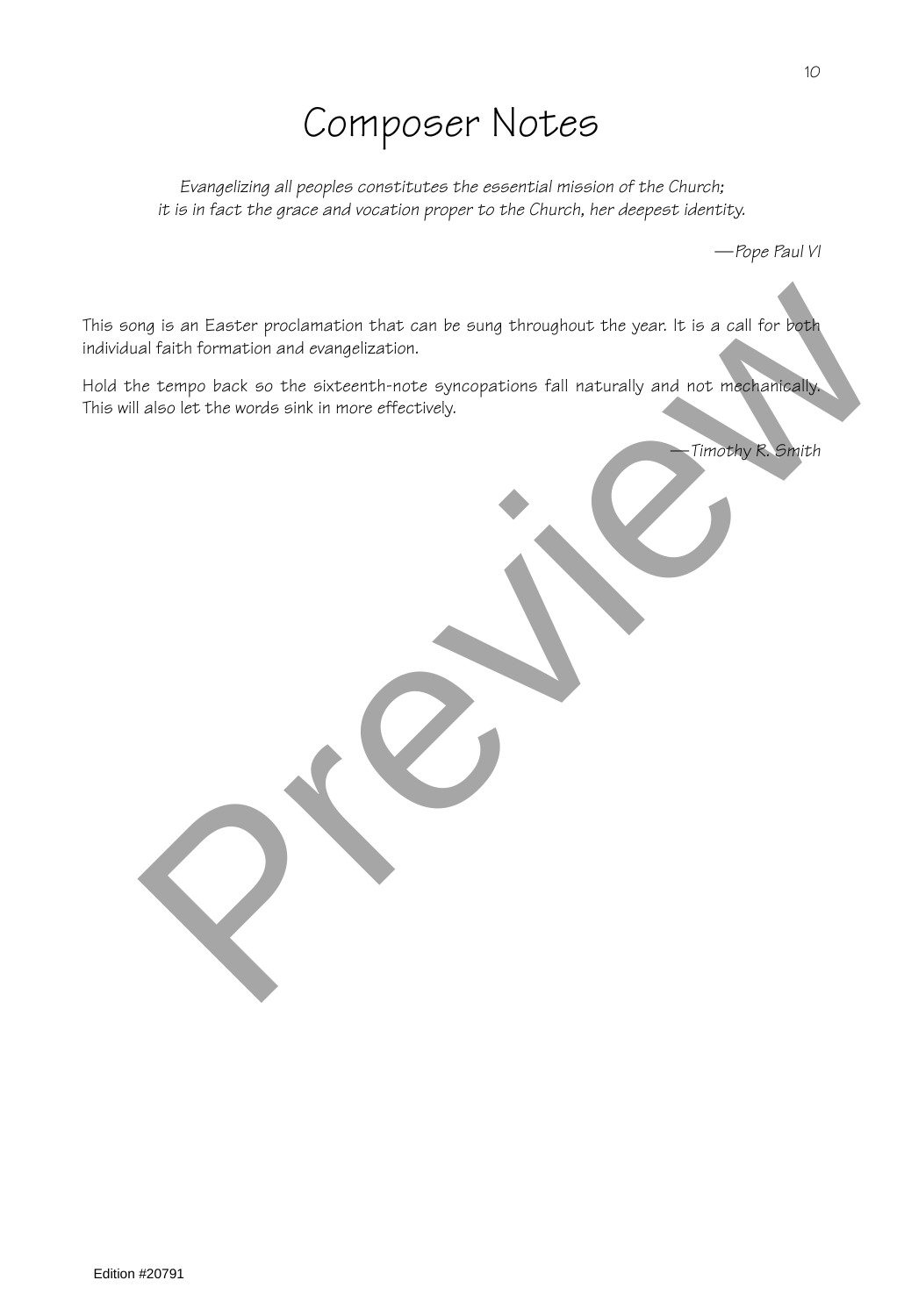# Composer Notes

*Evangelizing all peoples constitutes the essential mission of the Church;*
*it is in fact the grace and vocation proper to the Church, her deepest identity.*

*—Pope Paul VI*

This song is an Easter proclamation that can be sung throughout the year. It is a call for both individual faith formation and evangelization.

Hold the tempo back so the sixteenth-note syncopations fall naturally and not mechanically. This will also let the words sink in more effectively.

*—Timothy R. Smith*

Edition #20791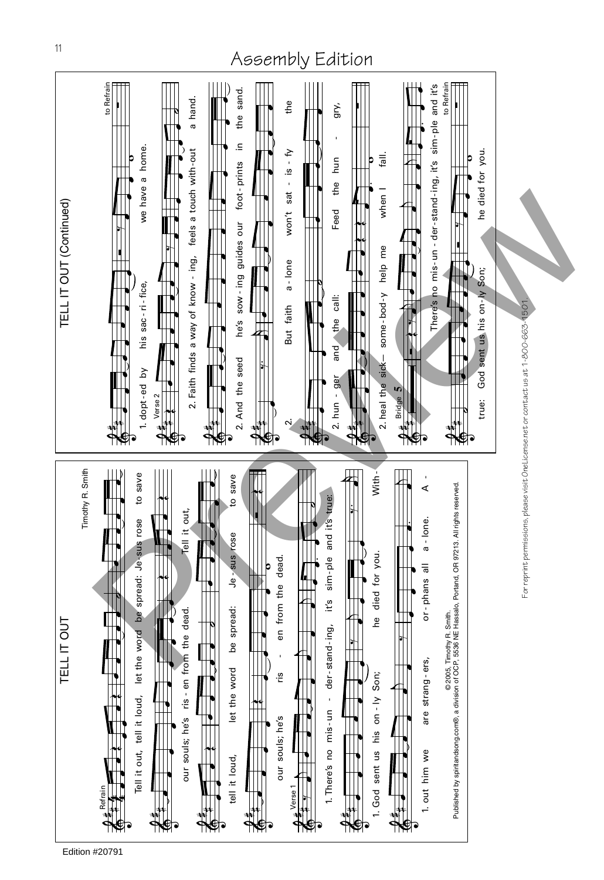# Assembly Edition

## TELL IT OUT

Timothy R. Smith

Refrain

Tell it out, tell it loud, let the word be spread: Je-sus rose to save our souls; he's ris-en from the dead. Tell it out, tell it loud, let the word be spread: Je-sus rose to save our souls; he's ris - en from the dead.

Verse 1

1. There's no mis-un - der-stand-ing, it's sim-ple and it's true: God sent us his on-ly Son; he died for you. With-out him we are strang-ers, or-phans all a-lone. A-dopt-ed by his sac-ri-fice, we have a home. to Refrain

© 2005, Timothy R. Smith.
Published by spiritandsong.com®, a division of OCP, 5536 NE Hassalo, Portland, OR 97213. All rights reserved.

## TELL IT OUT (Continued)

Verse 2

2. Faith finds a way of know-ing, feels a touch with-out a hand. And the seed he's sow-ing guides our foot-prints in the sand. But faith a-lone won't sat-is-fy the hun-ger and the call: Feed the hun-gry, heal the sick— some-bod-y help me when I fall.

Bridge 5

There's no mis-un-der-stand-ing, it's sim-ple and it's true: God sent us his on-ly Son; he died for you. to Refrain

Edition #20791

*For reprint permissions, please visit OneLicense.net or contact us at 1-800-663-1501.*